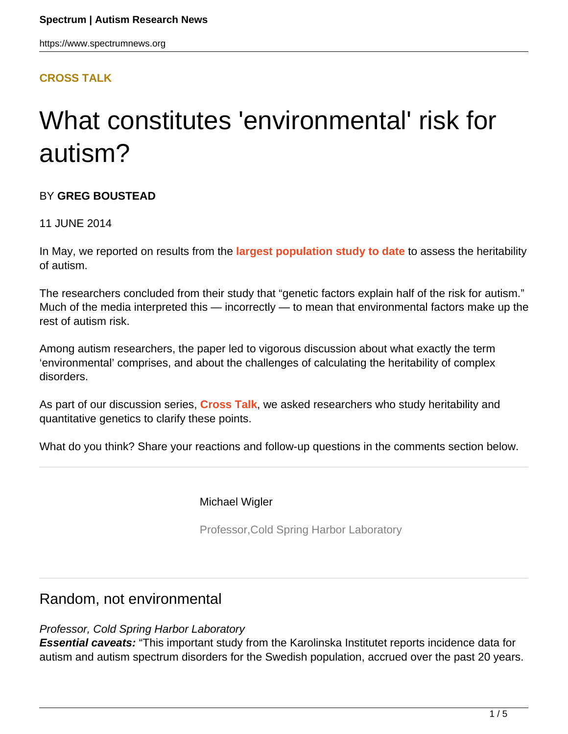**CROSS TALK**

# What constitutes 'environmental' risk for autism?

BY **GREG BOUSTEAD**

11 JUNE 2014

In May, we reported on results from the **largest population study to date** to assess the heritability of autism.

The researchers concluded from their study that "genetic factors explain half of the risk for autism." Much of the media interpreted this — incorrectly — to mean that environmental factors make up the rest of autism risk.

Among autism researchers, the paper led to vigorous discussion about what exactly the term 'environmental' comprises, and about the challenges of calculating the heritability of complex disorders.

As part of our discussion series, **Cross Talk**, we asked researchers who study heritability and quantitative genetics to clarify these points.

What do you think? Share your reactions and follow-up questions in the comments section below.

---

Michael Wigler

Professor,Cold Spring Harbor Laboratory

---

## Random, not environmental

*Professor, Cold Spring Harbor Laboratory*
***Essential caveats:*** "This important study from the Karolinska Institutet reports incidence data for autism and autism spectrum disorders for the Swedish population, accrued over the past 20 years.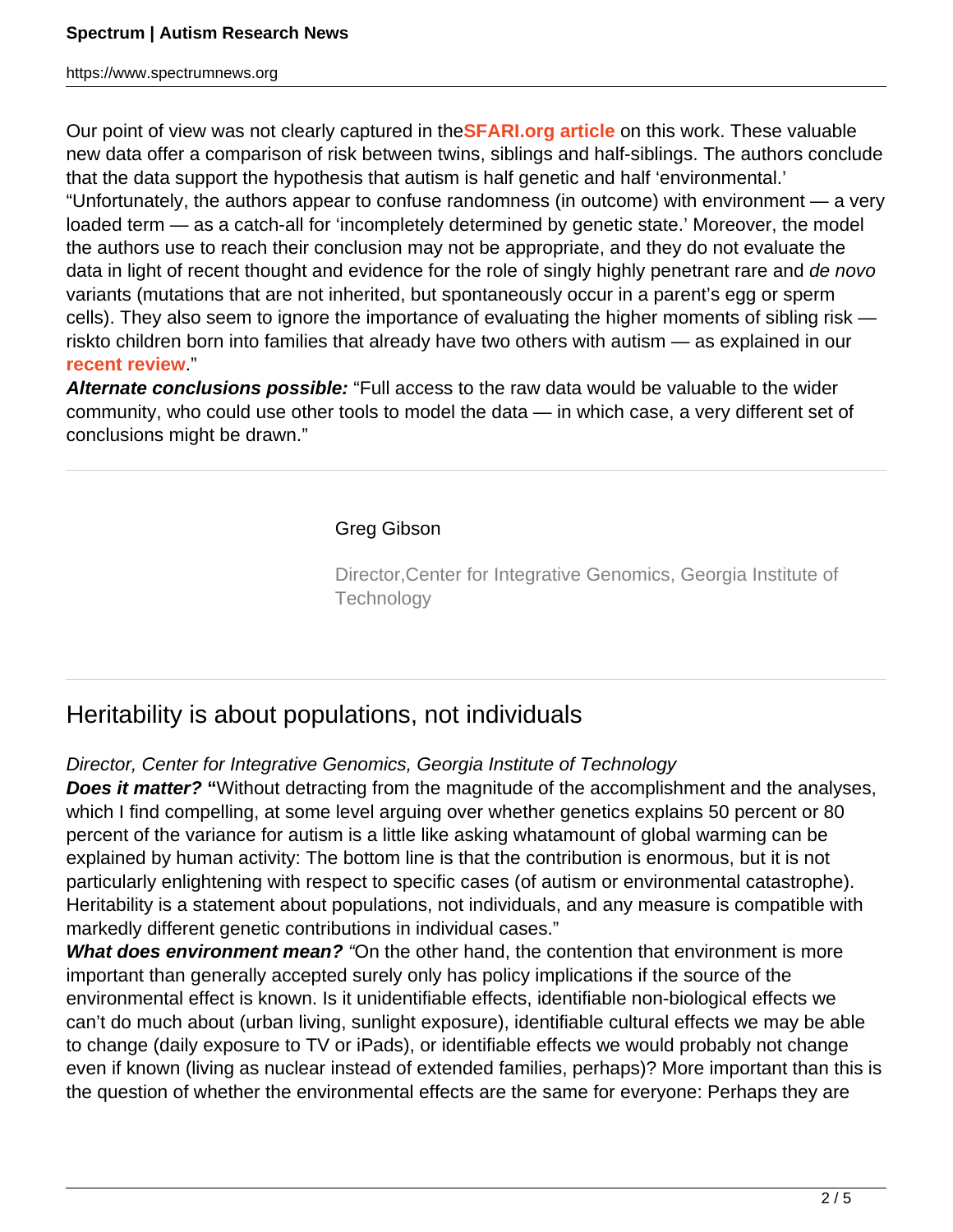Our point of view was not clearly captured in the**SFARI.org article** on this work. These valuable new data offer a comparison of risk between twins, siblings and half-siblings. The authors conclude that the data support the hypothesis that autism is half genetic and half 'environmental.'
"Unfortunately, the authors appear to confuse randomness (in outcome) with environment — a very loaded term — as a catch-all for 'incompletely determined by genetic state.' Moreover, the model the authors use to reach their conclusion may not be appropriate, and they do not evaluate the data in light of recent thought and evidence for the role of singly highly penetrant rare and *de novo* variants (mutations that are not inherited, but spontaneously occur in a parent's egg or sperm cells). They also seem to ignore the importance of evaluating the higher moments of sibling risk — riskto children born into families that already have two others with autism — as explained in our **recent review**."
***Alternate conclusions possible:*** "Full access to the raw data would be valuable to the wider community, who could use other tools to model the data — in which case, a very different set of conclusions might be drawn."

---

Greg Gibson

Director,Center for Integrative Genomics, Georgia Institute of Technology

---

## Heritability is about populations, not individuals

*Director, Center for Integrative Genomics, Georgia Institute of Technology*
***Does it matter?*** **"**Without detracting from the magnitude of the accomplishment and the analyses, which I find compelling, at some level arguing over whether genetics explains 50 percent or 80 percent of the variance for autism is a little like asking whatamount of global warming can be explained by human activity: The bottom line is that the contribution is enormous, but it is not particularly enlightening with respect to specific cases (of autism or environmental catastrophe). Heritability is a statement about populations, not individuals, and any measure is compatible with markedly different genetic contributions in individual cases."
***What does environment mean?*** *"*On the other hand, the contention that environment is more important than generally accepted surely only has policy implications if the source of the environmental effect is known. Is it unidentifiable effects, identifiable non-biological effects we can't do much about (urban living, sunlight exposure), identifiable cultural effects we may be able to change (daily exposure to TV or iPads), or identifiable effects we would probably not change even if known (living as nuclear instead of extended families, perhaps)? More important than this is the question of whether the environmental effects are the same for everyone: Perhaps they are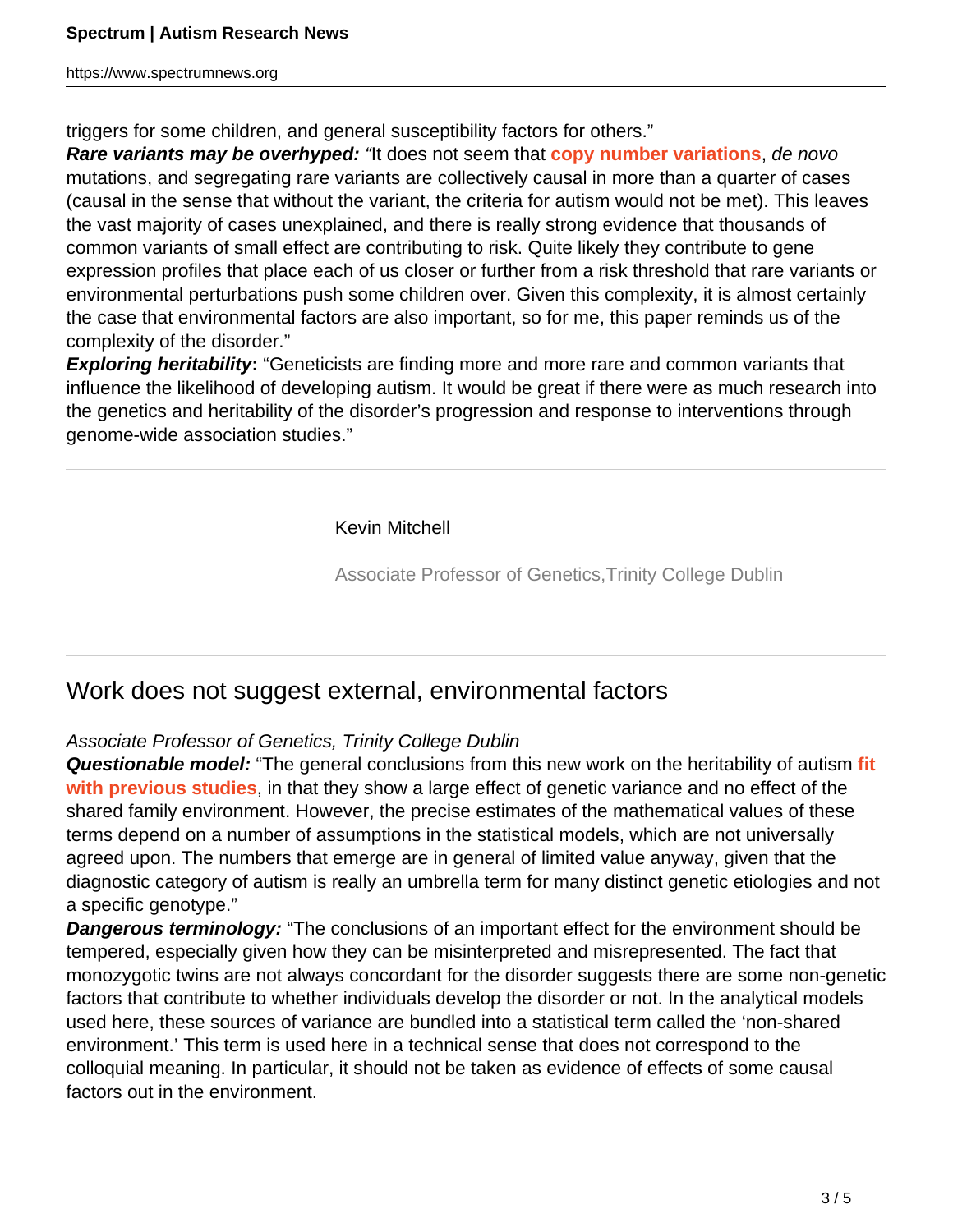triggers for some children, and general susceptibility factors for others."

***Rare variants may be overhyped:*** *"*It does not seem that **copy number variations**, *de novo* mutations, and segregating rare variants are collectively causal in more than a quarter of cases (causal in the sense that without the variant, the criteria for autism would not be met). This leaves the vast majority of cases unexplained, and there is really strong evidence that thousands of common variants of small effect are contributing to risk. Quite likely they contribute to gene expression profiles that place each of us closer or further from a risk threshold that rare variants or environmental perturbations push some children over. Given this complexity, it is almost certainly the case that environmental factors are also important, so for me, this paper reminds us of the complexity of the disorder."

***Exploring heritability*:** "Geneticists are finding more and more rare and common variants that influence the likelihood of developing autism. It would be great if there were as much research into the genetics and heritability of the disorder's progression and response to interventions through genome-wide association studies."

---

Kevin Mitchell

Associate Professor of Genetics,Trinity College Dublin

---

## Work does not suggest external, environmental factors

*Associate Professor of Genetics, Trinity College Dublin*

***Questionable model:*** "The general conclusions from this new work on the heritability of autism **fit with previous studies**, in that they show a large effect of genetic variance and no effect of the shared family environment. However, the precise estimates of the mathematical values of these terms depend on a number of assumptions in the statistical models, which are not universally agreed upon. The numbers that emerge are in general of limited value anyway, given that the diagnostic category of autism is really an umbrella term for many distinct genetic etiologies and not a specific genotype."

***Dangerous terminology:*** "The conclusions of an important effect for the environment should be tempered, especially given how they can be misinterpreted and misrepresented. The fact that monozygotic twins are not always concordant for the disorder suggests there are some non-genetic factors that contribute to whether individuals develop the disorder or not. In the analytical models used here, these sources of variance are bundled into a statistical term called the 'non-shared environment.' This term is used here in a technical sense that does not correspond to the colloquial meaning. In particular, it should not be taken as evidence of effects of some causal factors out in the environment.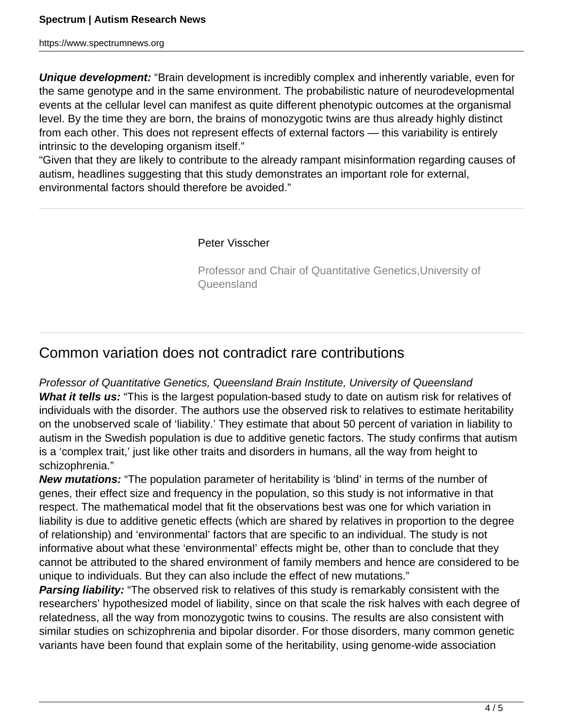**Unique development:** "Brain development is incredibly complex and inherently variable, even for the same genotype and in the same environment. The probabilistic nature of neurodevelopmental events at the cellular level can manifest as quite different phenotypic outcomes at the organismal level. By the time they are born, the brains of monozygotic twins are thus already highly distinct from each other. This does not represent effects of external factors — this variability is entirely intrinsic to the developing organism itself."

"Given that they are likely to contribute to the already rampant misinformation regarding causes of autism, headlines suggesting that this study demonstrates an important role for external, environmental factors should therefore be avoided."

---

Peter Visscher

Professor and Chair of Quantitative Genetics,University of Queensland

---

## Common variation does not contradict rare contributions

*Professor of Quantitative Genetics, Queensland Brain Institute, University of Queensland*

**What it tells us:** "This is the largest population-based study to date on autism risk for relatives of individuals with the disorder. The authors use the observed risk to relatives to estimate heritability on the unobserved scale of 'liability.' They estimate that about 50 percent of variation in liability to autism in the Swedish population is due to additive genetic factors. The study confirms that autism is a 'complex trait,' just like other traits and disorders in humans, all the way from height to schizophrenia."

**New mutations:** "The population parameter of heritability is 'blind' in terms of the number of genes, their effect size and frequency in the population, so this study is not informative in that respect. The mathematical model that fit the observations best was one for which variation in liability is due to additive genetic effects (which are shared by relatives in proportion to the degree of relationship) and 'environmental' factors that are specific to an individual. The study is not informative about what these 'environmental' effects might be, other than to conclude that they cannot be attributed to the shared environment of family members and hence are considered to be unique to individuals. But they can also include the effect of new mutations."

**Parsing liability:** "The observed risk to relatives of this study is remarkably consistent with the researchers' hypothesized model of liability, since on that scale the risk halves with each degree of relatedness, all the way from monozygotic twins to cousins. The results are also consistent with similar studies on schizophrenia and bipolar disorder. For those disorders, many common genetic variants have been found that explain some of the heritability, using genome-wide association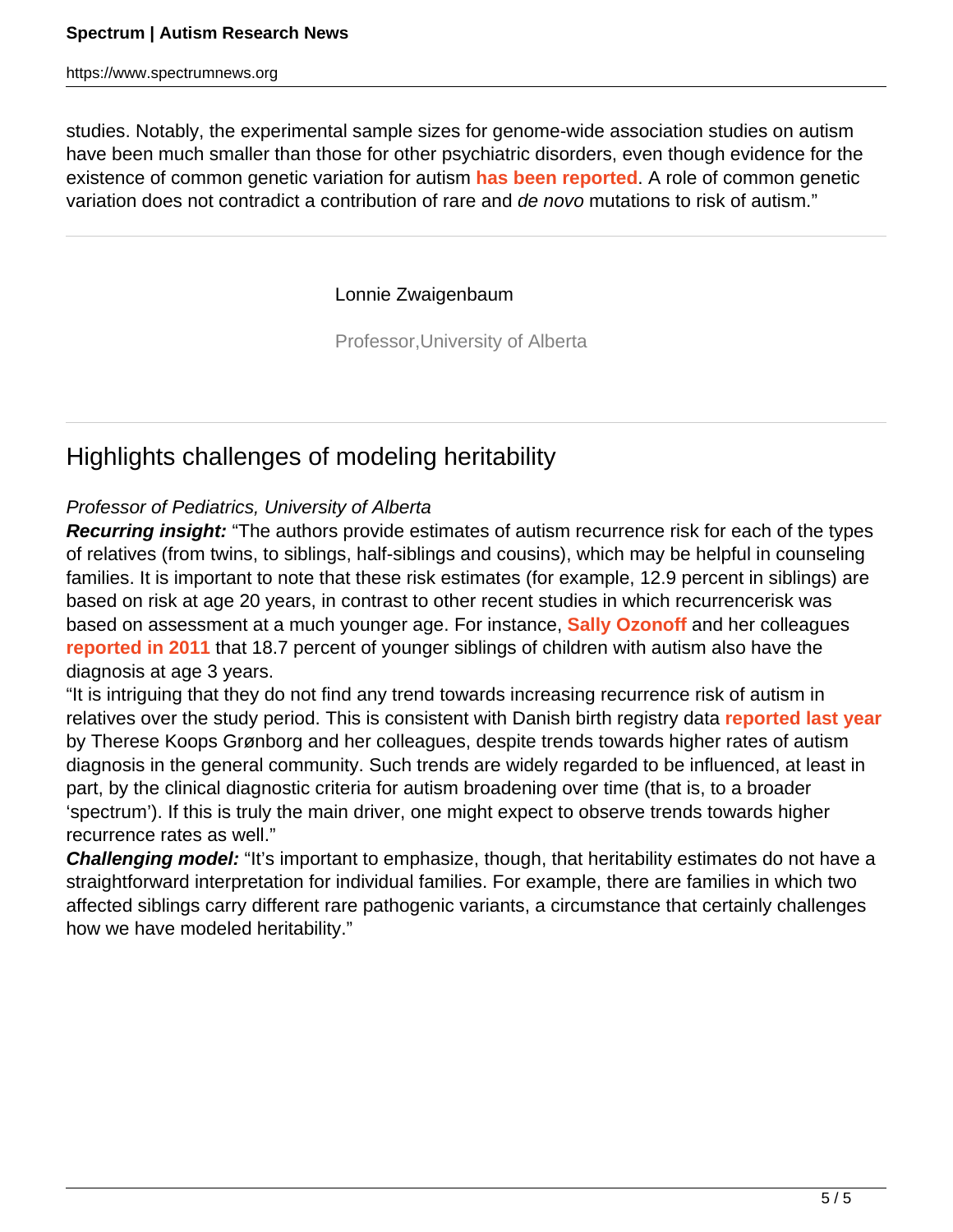studies. Notably, the experimental sample sizes for genome-wide association studies on autism have been much smaller than those for other psychiatric disorders, even though evidence for the existence of common genetic variation for autism **has been reported**. A role of common genetic variation does not contradict a contribution of rare and *de novo* mutations to risk of autism."

---

Lonnie Zwaigenbaum

Professor,University of Alberta

---

## Highlights challenges of modeling heritability

*Professor of Pediatrics, University of Alberta*

***Recurring insight:*** "The authors provide estimates of autism recurrence risk for each of the types of relatives (from twins, to siblings, half-siblings and cousins), which may be helpful in counseling families. It is important to note that these risk estimates (for example, 12.9 percent in siblings) are based on risk at age 20 years, in contrast to other recent studies in which recurrencerisk was based on assessment at a much younger age. For instance, **Sally Ozonoff** and her colleagues **reported in 2011** that 18.7 percent of younger siblings of children with autism also have the diagnosis at age 3 years.

"It is intriguing that they do not find any trend towards increasing recurrence risk of autism in relatives over the study period. This is consistent with Danish birth registry data **reported last year** by Therese Koops Grønborg and her colleagues, despite trends towards higher rates of autism diagnosis in the general community. Such trends are widely regarded to be influenced, at least in part, by the clinical diagnostic criteria for autism broadening over time (that is, to a broader 'spectrum'). If this is truly the main driver, one might expect to observe trends towards higher recurrence rates as well."

***Challenging model:*** "It's important to emphasize, though, that heritability estimates do not have a straightforward interpretation for individual families. For example, there are families in which two affected siblings carry different rare pathogenic variants, a circumstance that certainly challenges how we have modeled heritability."